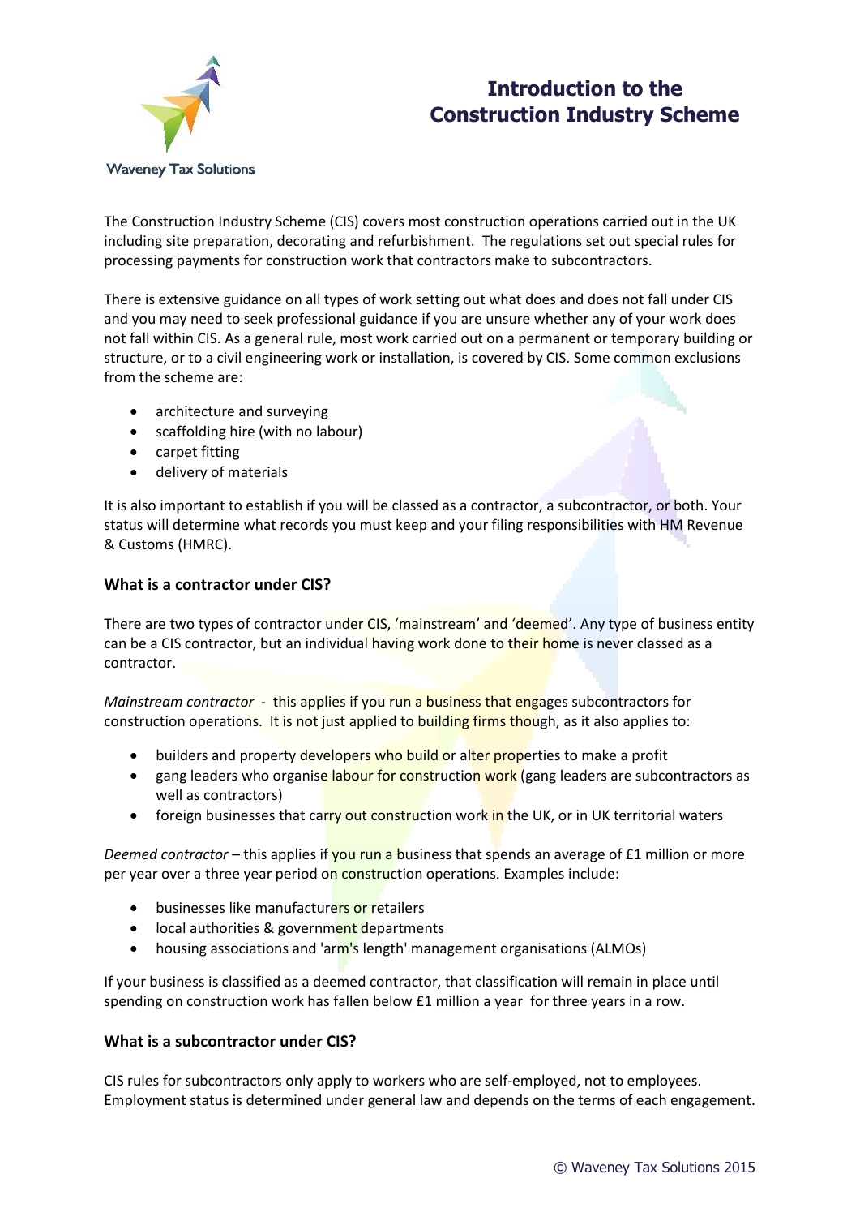Waveney Tax Solutions

# Introduction to the Construction Industry Scheme

The Construction Industry Scheme (CIS) covers most construction operations carried out in the UK including site preparation, decorating and refurbishment. The regulations set out special rules for processing payments for construction work that contractors make to subcontractors.

There is extensive guidance on all types of work setting out what does and does not fall under CIS and you may need to seek professional guidance if you are unsure whether any of your work does not fall within CIS. As a general rule, most work carried out on a permanent or temporary building or structure, or to a civil engineering work or installation, is covered by CIS. Some common exclusions from the scheme are:

- architecture and surveying
- scaffolding hire (with no labour)
- carpet fitting
- delivery of materials

It is also important to establish if you will be classed as a contractor, a subcontractor, or both. Your status will determine what records you must keep and your filing responsibilities with HM Revenue & Customs (HMRC).

### What is a contractor under CIS?

There are two types of contractor under CIS, 'mainstream' and 'deemed'. Any type of business entity can be a CIS contractor, but an individual having work done to their home is never classed as a contractor.

*Mainstream contractor* - this applies if you run a business that engages subcontractors for construction operations. It is not just applied to building firms though, as it also applies to:

- builders and property developers who build or alter properties to make a profit
- gang leaders who organise labour for construction work (gang leaders are subcontractors as well as contractors)
- foreign businesses that carry out construction work in the UK, or in UK territorial waters

*Deemed contractor* – this applies if you run a business that spends an average of £1 million or more per year over a three year period on construction operations. Examples include:

- businesses like manufacturers or retailers
- local authorities & government departments
- housing associations and 'arm's length' management organisations (ALMOs)

If your business is classified as a deemed contractor, that classification will remain in place until spending on construction work has fallen below £1 million a year for three years in a row.

### What is a subcontractor under CIS?

CIS rules for subcontractors only apply to workers who are self-employed, not to employees. Employment status is determined under general law and depends on the terms of each engagement.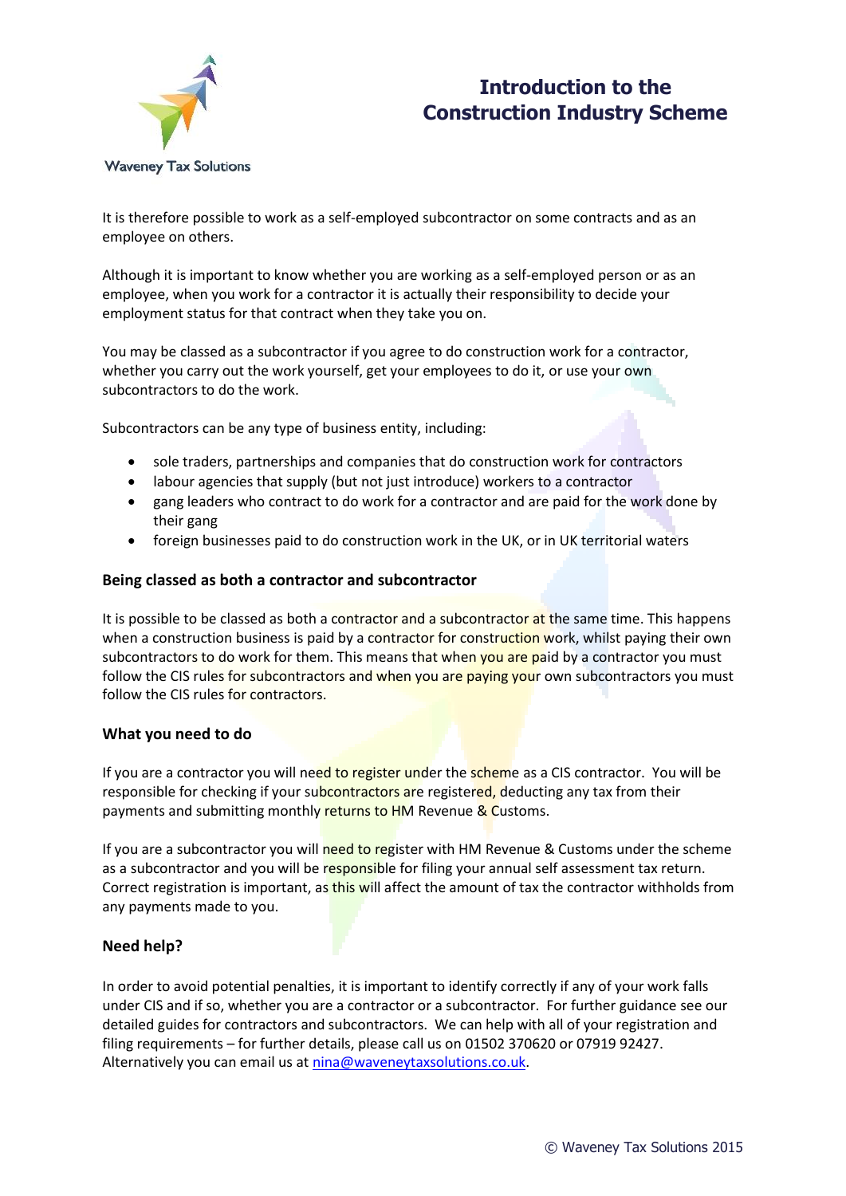It is therefore possible to work as a self-employed subcontractor on some contracts and as an employee on others.

Although it is important to know whether you are working as a self-employed person or as an employee, when you work for a contractor it is actually their responsibility to decide your employment status for that contract when they take you on.

You may be classed as a subcontractor if you agree to do construction work for a contractor, whether you carry out the work yourself, get your employees to do it, or use your own subcontractors to do the work.

Subcontractors can be any type of business entity, including:

- sole traders, partnerships and companies that do construction work for contractors
- labour agencies that supply (but not just introduce) workers to a contractor
- gang leaders who contract to do work for a contractor and are paid for the work done by their gang
- foreign businesses paid to do construction work in the UK, or in UK territorial waters

### Being classed as both a contractor and subcontractor

It is possible to be classed as both a contractor and a subcontractor at the same time. This happens when a construction business is paid by a contractor for construction work, whilst paying their own subcontractors to do work for them. This means that when you are paid by a contractor you must follow the CIS rules for subcontractors and when you are paying your own subcontractors you must follow the CIS rules for contractors.

### What you need to do

If you are a contractor you will need to register under the scheme as a CIS contractor. You will be responsible for checking if your subcontractors are registered, deducting any tax from their payments and submitting monthly returns to HM Revenue & Customs.

If you are a subcontractor you will need to register with HM Revenue & Customs under the scheme as a subcontractor and you will be responsible for filing your annual self assessment tax return. Correct registration is important, as this will affect the amount of tax the contractor withholds from any payments made to you.

### Need help?

In order to avoid potential penalties, it is important to identify correctly if any of your work falls under CIS and if so, whether you are a contractor or a subcontractor. For further guidance see our detailed guides for contractors and subcontractors. We can help with all of your registration and filing requirements – for further details, please call us on 01502 370620 or 07919 92427. Alternatively you can email us at nina@waveneytaxsolutions.co.uk.

© Waveney Tax Solutions 2015